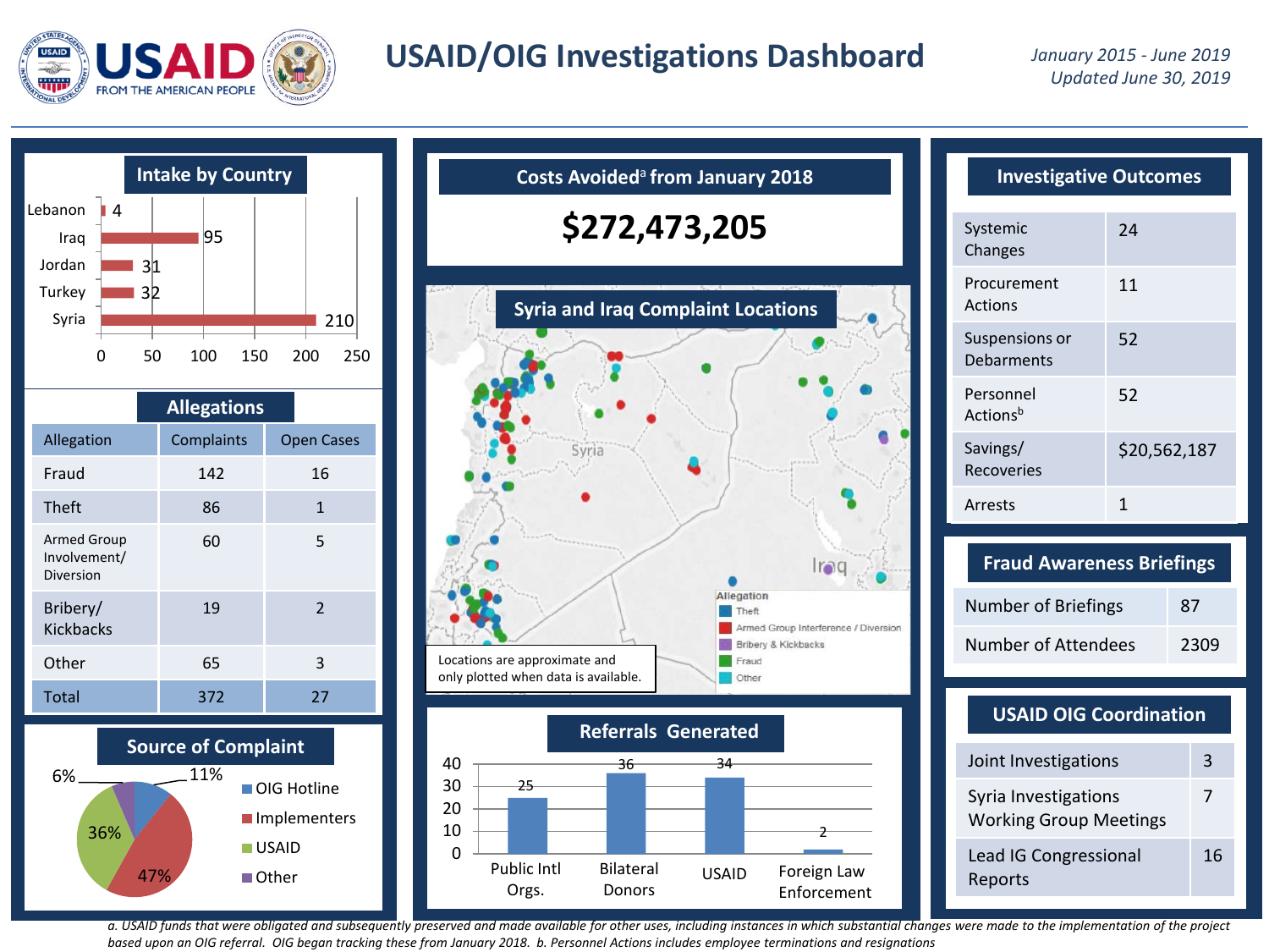# USAID/OIG Investigations Dashboard

*January 2015 - June 2019*
*Updated June 30, 2019*

## Intake by Country

| Country | Intake |
|---|---|
| Lebanon | 4 |
| Iraq | 95 |
| Jordan | 31 |
| Turkey | 32 |
| Syria | 210 |

## Allegations

| Allegation | Complaints | Open Cases |
|---|---|---|
| Fraud | 142 | 16 |
| Theft | 86 | 1 |
| Armed Group Involvement/ Diversion | 60 | 5 |
| Bribery/ Kickbacks | 19 | 2 |
| Other | 65 | 3 |
| Total | 372 | 27 |

## Source of Complaint

| Source | Share |
|---|---|
| OIG Hotline | 11% |
| Implementers | 47% |
| USAID | 36% |
| Other | 6% |

## Costs Avoided[a] from January 2018

**$272,473,205**

## Syria and Iraq Complaint Locations

Allegation: Theft; Armed Group Interference / Diversion; Bribery & Kickbacks; Fraud; Other

Locations are approximate and only plotted when data is available.

## Referrals Generated

| Recipient | Referrals |
|---|---|
| Public Intl Orgs. | 25 |
| Bilateral Donors | 36 |
| USAID | 34 |
| Foreign Law Enforcement | 2 |

## Investigative Outcomes

| Outcome | Value |
|---|---|
| Systemic Changes | 24 |
| Procurement Actions | 11 |
| Suspensions or Debarments | 52 |
| Personnel Actions[b] | 52 |
| Savings/ Recoveries | $20,562,187 |
| Arrests | 1 |

## Fraud Awareness Briefings

| Item | Value |
|---|---|
| Number of Briefings | 87 |
| Number of Attendees | 2309 |

## USAID OIG Coordination

| Item | Value |
|---|---|
| Joint Investigations | 3 |
| Syria Investigations Working Group Meetings | 7 |
| Lead IG Congressional Reports | 16 |

*a. USAID funds that were obligated and subsequently preserved and made available for other uses, including instances in which substantial changes were made to the implementation of the project based upon an OIG referral. OIG began tracking these from January 2018. b. Personnel Actions includes employee terminations and resignations*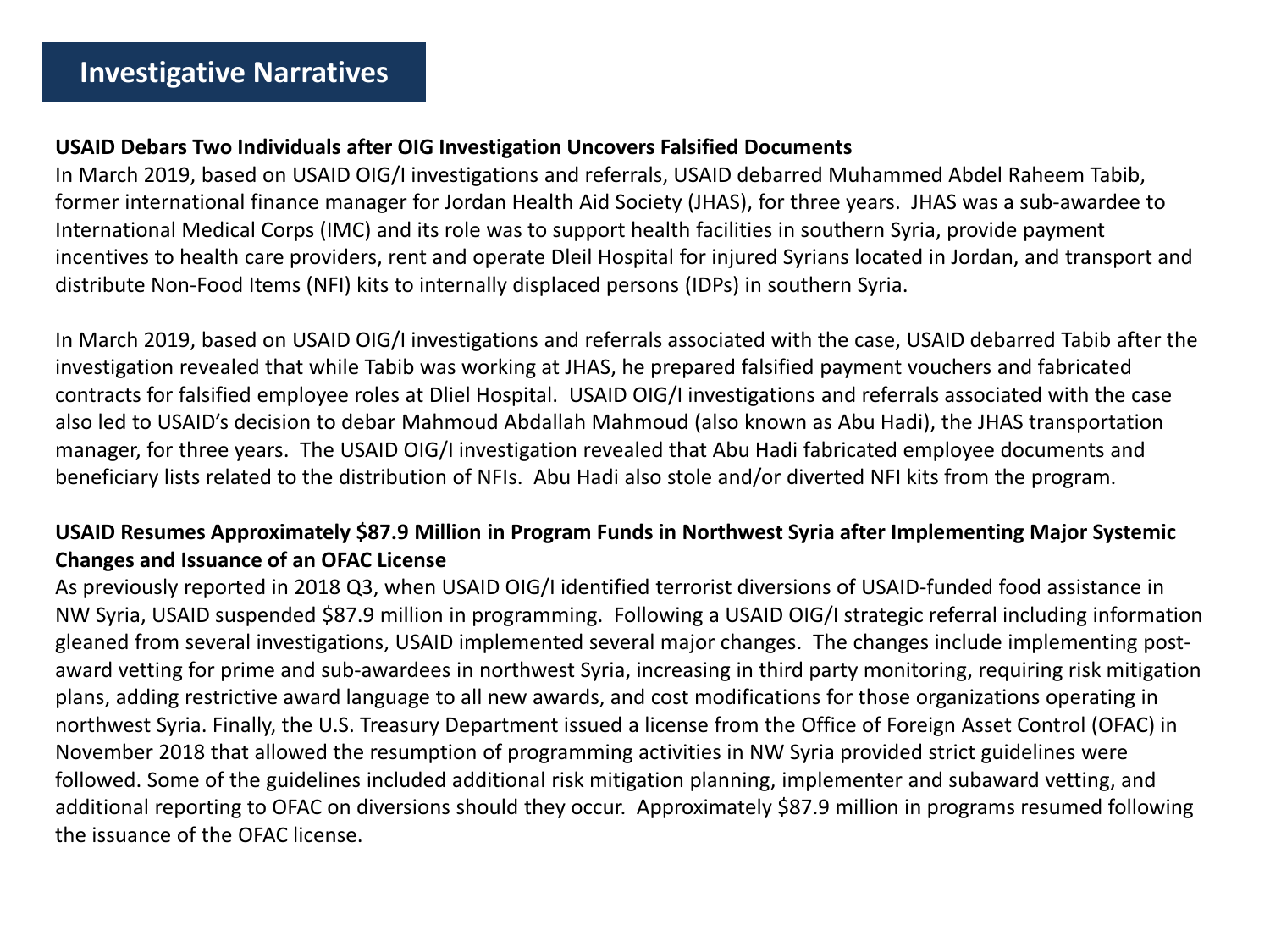# Investigative Narratives

**USAID Debars Two Individuals after OIG Investigation Uncovers Falsified Documents**

In March 2019, based on USAID OIG/I investigations and referrals, USAID debarred Muhammed Abdel Raheem Tabib, former international finance manager for Jordan Health Aid Society (JHAS), for three years. JHAS was a sub-awardee to International Medical Corps (IMC) and its role was to support health facilities in southern Syria, provide payment incentives to health care providers, rent and operate Dleil Hospital for injured Syrians located in Jordan, and transport and distribute Non-Food Items (NFI) kits to internally displaced persons (IDPs) in southern Syria.

In March 2019, based on USAID OIG/I investigations and referrals associated with the case, USAID debarred Tabib after the investigation revealed that while Tabib was working at JHAS, he prepared falsified payment vouchers and fabricated contracts for falsified employee roles at Dliel Hospital. USAID OIG/I investigations and referrals associated with the case also led to USAID's decision to debar Mahmoud Abdallah Mahmoud (also known as Abu Hadi), the JHAS transportation manager, for three years. The USAID OIG/I investigation revealed that Abu Hadi fabricated employee documents and beneficiary lists related to the distribution of NFIs. Abu Hadi also stole and/or diverted NFI kits from the program.

**USAID Resumes Approximately $87.9 Million in Program Funds in Northwest Syria after Implementing Major Systemic Changes and Issuance of an OFAC License**

As previously reported in 2018 Q3, when USAID OIG/I identified terrorist diversions of USAID-funded food assistance in NW Syria, USAID suspended $87.9 million in programming. Following a USAID OIG/I strategic referral including information gleaned from several investigations, USAID implemented several major changes. The changes include implementing post-award vetting for prime and sub-awardees in northwest Syria, increasing in third party monitoring, requiring risk mitigation plans, adding restrictive award language to all new awards, and cost modifications for those organizations operating in northwest Syria. Finally, the U.S. Treasury Department issued a license from the Office of Foreign Asset Control (OFAC) in November 2018 that allowed the resumption of programming activities in NW Syria provided strict guidelines were followed. Some of the guidelines included additional risk mitigation planning, implementer and subaward vetting, and additional reporting to OFAC on diversions should they occur. Approximately $87.9 million in programs resumed following the issuance of the OFAC license.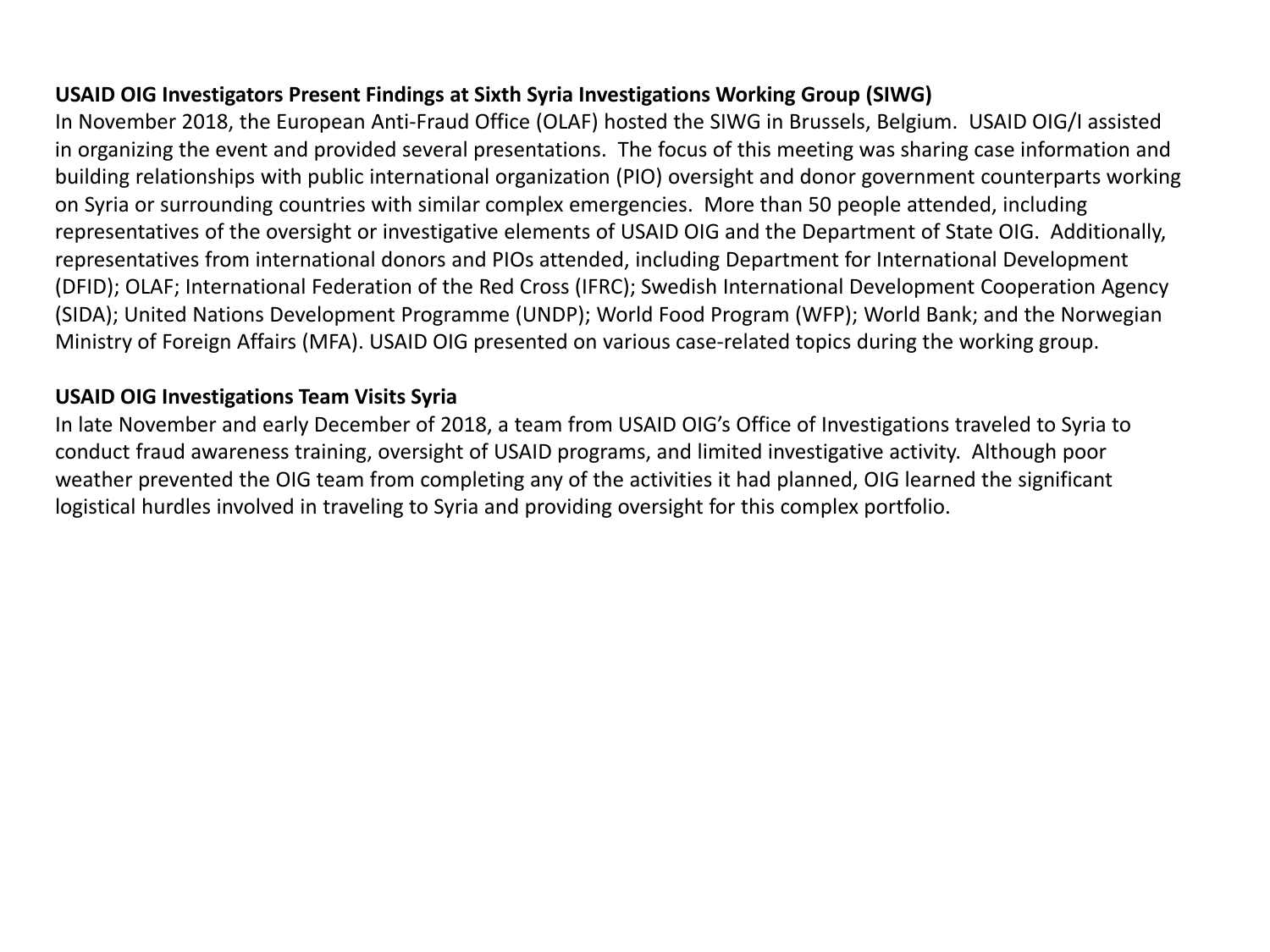**USAID OIG Investigators Present Findings at Sixth Syria Investigations Working Group (SIWG)**

In November 2018, the European Anti-Fraud Office (OLAF) hosted the SIWG in Brussels, Belgium. USAID OIG/I assisted in organizing the event and provided several presentations. The focus of this meeting was sharing case information and building relationships with public international organization (PIO) oversight and donor government counterparts working on Syria or surrounding countries with similar complex emergencies. More than 50 people attended, including representatives of the oversight or investigative elements of USAID OIG and the Department of State OIG. Additionally, representatives from international donors and PIOs attended, including Department for International Development (DFID); OLAF; International Federation of the Red Cross (IFRC); Swedish International Development Cooperation Agency (SIDA); United Nations Development Programme (UNDP); World Food Program (WFP); World Bank; and the Norwegian Ministry of Foreign Affairs (MFA). USAID OIG presented on various case-related topics during the working group.

**USAID OIG Investigations Team Visits Syria**

In late November and early December of 2018, a team from USAID OIG's Office of Investigations traveled to Syria to conduct fraud awareness training, oversight of USAID programs, and limited investigative activity. Although poor weather prevented the OIG team from completing any of the activities it had planned, OIG learned the significant logistical hurdles involved in traveling to Syria and providing oversight for this complex portfolio.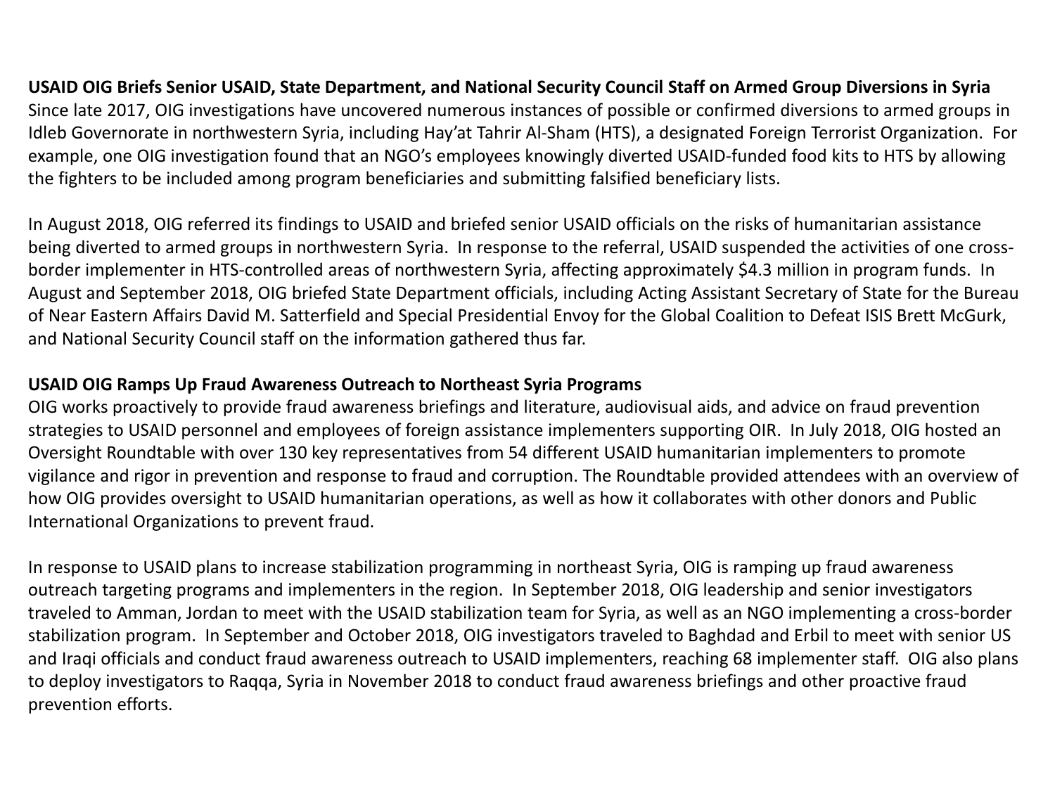**USAID OIG Briefs Senior USAID, State Department, and National Security Council Staff on Armed Group Diversions in Syria**

Since late 2017, OIG investigations have uncovered numerous instances of possible or confirmed diversions to armed groups in Idleb Governorate in northwestern Syria, including Hay'at Tahrir Al-Sham (HTS), a designated Foreign Terrorist Organization. For example, one OIG investigation found that an NGO's employees knowingly diverted USAID-funded food kits to HTS by allowing the fighters to be included among program beneficiaries and submitting falsified beneficiary lists.

In August 2018, OIG referred its findings to USAID and briefed senior USAID officials on the risks of humanitarian assistance being diverted to armed groups in northwestern Syria. In response to the referral, USAID suspended the activities of one cross-border implementer in HTS-controlled areas of northwestern Syria, affecting approximately $4.3 million in program funds. In August and September 2018, OIG briefed State Department officials, including Acting Assistant Secretary of State for the Bureau of Near Eastern Affairs David M. Satterfield and Special Presidential Envoy for the Global Coalition to Defeat ISIS Brett McGurk, and National Security Council staff on the information gathered thus far.

**USAID OIG Ramps Up Fraud Awareness Outreach to Northeast Syria Programs**

OIG works proactively to provide fraud awareness briefings and literature, audiovisual aids, and advice on fraud prevention strategies to USAID personnel and employees of foreign assistance implementers supporting OIR. In July 2018, OIG hosted an Oversight Roundtable with over 130 key representatives from 54 different USAID humanitarian implementers to promote vigilance and rigor in prevention and response to fraud and corruption. The Roundtable provided attendees with an overview of how OIG provides oversight to USAID humanitarian operations, as well as how it collaborates with other donors and Public International Organizations to prevent fraud.

In response to USAID plans to increase stabilization programming in northeast Syria, OIG is ramping up fraud awareness outreach targeting programs and implementers in the region. In September 2018, OIG leadership and senior investigators traveled to Amman, Jordan to meet with the USAID stabilization team for Syria, as well as an NGO implementing a cross-border stabilization program. In September and October 2018, OIG investigators traveled to Baghdad and Erbil to meet with senior US and Iraqi officials and conduct fraud awareness outreach to USAID implementers, reaching 68 implementer staff. OIG also plans to deploy investigators to Raqqa, Syria in November 2018 to conduct fraud awareness briefings and other proactive fraud prevention efforts.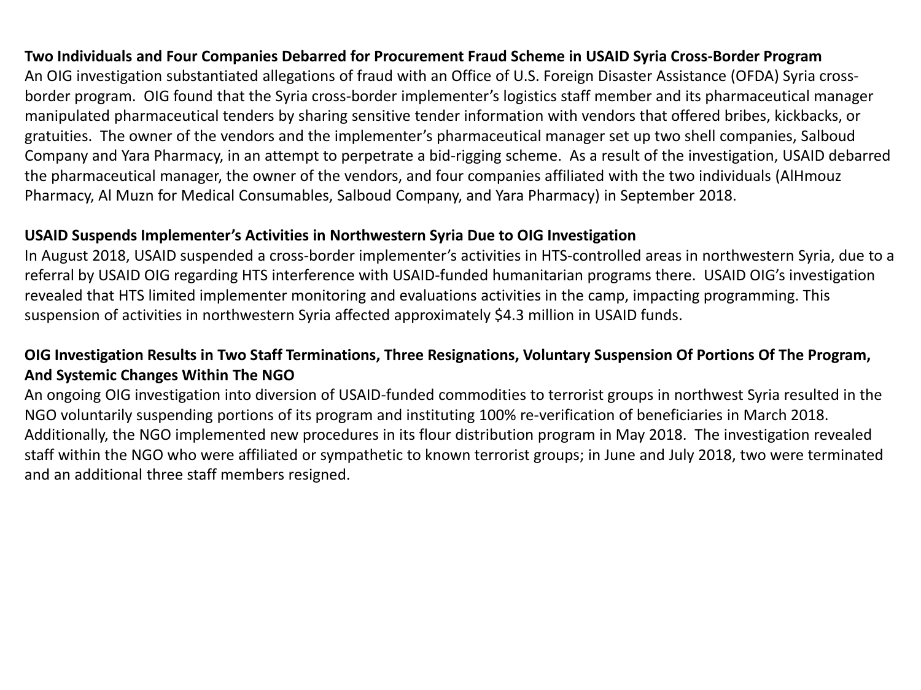**Two Individuals and Four Companies Debarred for Procurement Fraud Scheme in USAID Syria Cross-Border Program**

An OIG investigation substantiated allegations of fraud with an Office of U.S. Foreign Disaster Assistance (OFDA) Syria cross-border program. OIG found that the Syria cross-border implementer's logistics staff member and its pharmaceutical manager manipulated pharmaceutical tenders by sharing sensitive tender information with vendors that offered bribes, kickbacks, or gratuities. The owner of the vendors and the implementer's pharmaceutical manager set up two shell companies, Salboud Company and Yara Pharmacy, in an attempt to perpetrate a bid-rigging scheme. As a result of the investigation, USAID debarred the pharmaceutical manager, the owner of the vendors, and four companies affiliated with the two individuals (AlHmouz Pharmacy, Al Muzn for Medical Consumables, Salboud Company, and Yara Pharmacy) in September 2018.

**USAID Suspends Implementer's Activities in Northwestern Syria Due to OIG Investigation**

In August 2018, USAID suspended a cross-border implementer's activities in HTS-controlled areas in northwestern Syria, due to a referral by USAID OIG regarding HTS interference with USAID-funded humanitarian programs there. USAID OIG's investigation revealed that HTS limited implementer monitoring and evaluations activities in the camp, impacting programming. This suspension of activities in northwestern Syria affected approximately $4.3 million in USAID funds.

**OIG Investigation Results in Two Staff Terminations, Three Resignations, Voluntary Suspension Of Portions Of The Program, And Systemic Changes Within The NGO**

An ongoing OIG investigation into diversion of USAID-funded commodities to terrorist groups in northwest Syria resulted in the NGO voluntarily suspending portions of its program and instituting 100% re-verification of beneficiaries in March 2018. Additionally, the NGO implemented new procedures in its flour distribution program in May 2018. The investigation revealed staff within the NGO who were affiliated or sympathetic to known terrorist groups; in June and July 2018, two were terminated and an additional three staff members resigned.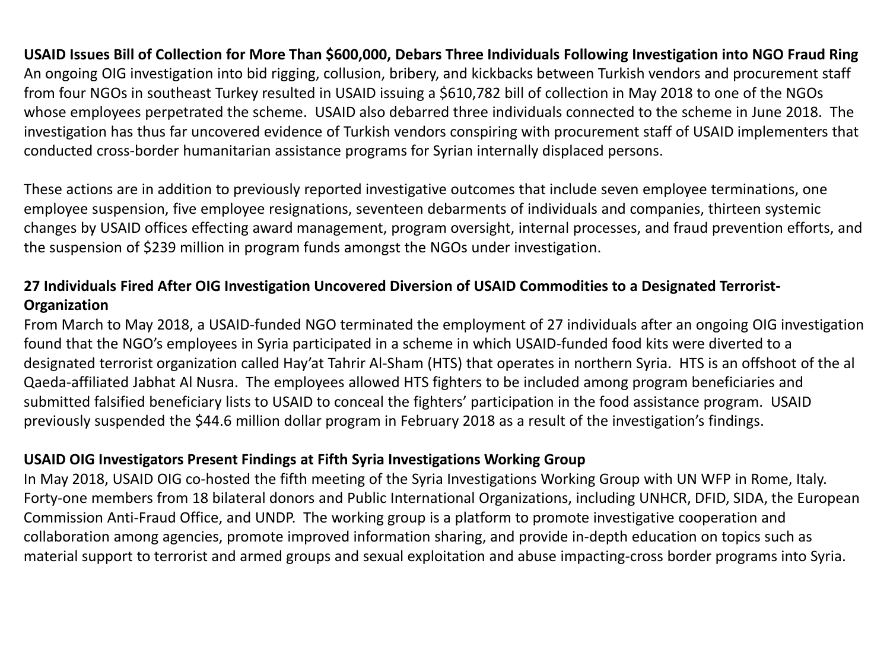**USAID Issues Bill of Collection for More Than $600,000, Debars Three Individuals Following Investigation into NGO Fraud Ring**
An ongoing OIG investigation into bid rigging, collusion, bribery, and kickbacks between Turkish vendors and procurement staff from four NGOs in southeast Turkey resulted in USAID issuing a $610,782 bill of collection in May 2018 to one of the NGOs whose employees perpetrated the scheme. USAID also debarred three individuals connected to the scheme in June 2018. The investigation has thus far uncovered evidence of Turkish vendors conspiring with procurement staff of USAID implementers that conducted cross-border humanitarian assistance programs for Syrian internally displaced persons.

These actions are in addition to previously reported investigative outcomes that include seven employee terminations, one employee suspension, five employee resignations, seventeen debarments of individuals and companies, thirteen systemic changes by USAID offices effecting award management, program oversight, internal processes, and fraud prevention efforts, and the suspension of $239 million in program funds amongst the NGOs under investigation.

**27 Individuals Fired After OIG Investigation Uncovered Diversion of USAID Commodities to a Designated Terrorist-Organization**
From March to May 2018, a USAID-funded NGO terminated the employment of 27 individuals after an ongoing OIG investigation found that the NGO's employees in Syria participated in a scheme in which USAID-funded food kits were diverted to a designated terrorist organization called Hay'at Tahrir Al-Sham (HTS) that operates in northern Syria. HTS is an offshoot of the al Qaeda-affiliated Jabhat Al Nusra. The employees allowed HTS fighters to be included among program beneficiaries and submitted falsified beneficiary lists to USAID to conceal the fighters' participation in the food assistance program. USAID previously suspended the $44.6 million dollar program in February 2018 as a result of the investigation's findings.

**USAID OIG Investigators Present Findings at Fifth Syria Investigations Working Group**
In May 2018, USAID OIG co-hosted the fifth meeting of the Syria Investigations Working Group with UN WFP in Rome, Italy. Forty-one members from 18 bilateral donors and Public International Organizations, including UNHCR, DFID, SIDA, the European Commission Anti-Fraud Office, and UNDP. The working group is a platform to promote investigative cooperation and collaboration among agencies, promote improved information sharing, and provide in-depth education on topics such as material support to terrorist and armed groups and sexual exploitation and abuse impacting-cross border programs into Syria.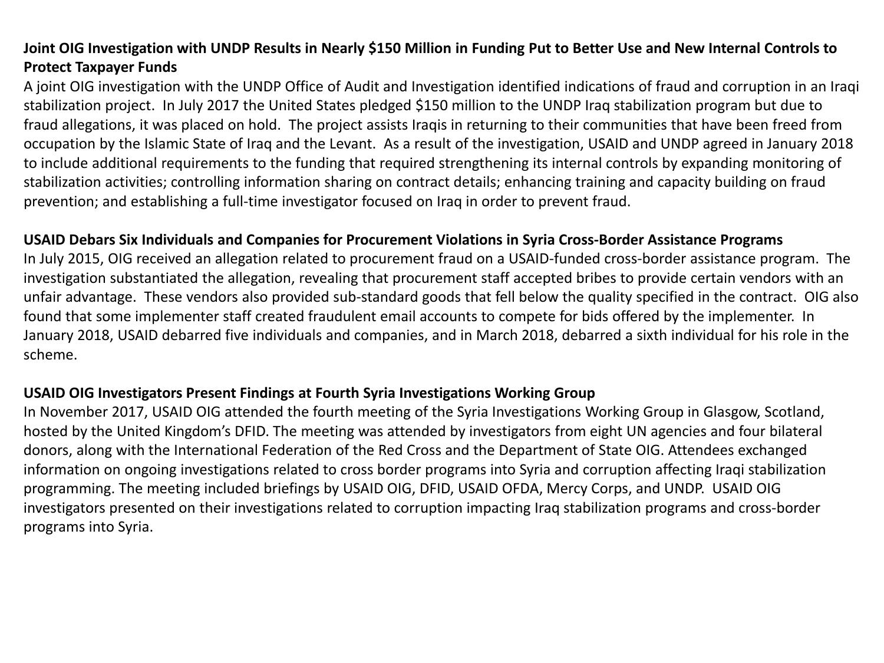**Joint OIG Investigation with UNDP Results in Nearly $150 Million in Funding Put to Better Use and New Internal Controls to Protect Taxpayer Funds**

A joint OIG investigation with the UNDP Office of Audit and Investigation identified indications of fraud and corruption in an Iraqi stabilization project. In July 2017 the United States pledged $150 million to the UNDP Iraq stabilization program but due to fraud allegations, it was placed on hold. The project assists Iraqis in returning to their communities that have been freed from occupation by the Islamic State of Iraq and the Levant. As a result of the investigation, USAID and UNDP agreed in January 2018 to include additional requirements to the funding that required strengthening its internal controls by expanding monitoring of stabilization activities; controlling information sharing on contract details; enhancing training and capacity building on fraud prevention; and establishing a full-time investigator focused on Iraq in order to prevent fraud.

**USAID Debars Six Individuals and Companies for Procurement Violations in Syria Cross-Border Assistance Programs**

In July 2015, OIG received an allegation related to procurement fraud on a USAID-funded cross-border assistance program. The investigation substantiated the allegation, revealing that procurement staff accepted bribes to provide certain vendors with an unfair advantage. These vendors also provided sub-standard goods that fell below the quality specified in the contract. OIG also found that some implementer staff created fraudulent email accounts to compete for bids offered by the implementer. In January 2018, USAID debarred five individuals and companies, and in March 2018, debarred a sixth individual for his role in the scheme.

**USAID OIG Investigators Present Findings at Fourth Syria Investigations Working Group**

In November 2017, USAID OIG attended the fourth meeting of the Syria Investigations Working Group in Glasgow, Scotland, hosted by the United Kingdom's DFID. The meeting was attended by investigators from eight UN agencies and four bilateral donors, along with the International Federation of the Red Cross and the Department of State OIG. Attendees exchanged information on ongoing investigations related to cross border programs into Syria and corruption affecting Iraqi stabilization programming. The meeting included briefings by USAID OIG, DFID, USAID OFDA, Mercy Corps, and UNDP. USAID OIG investigators presented on their investigations related to corruption impacting Iraq stabilization programs and cross-border programs into Syria.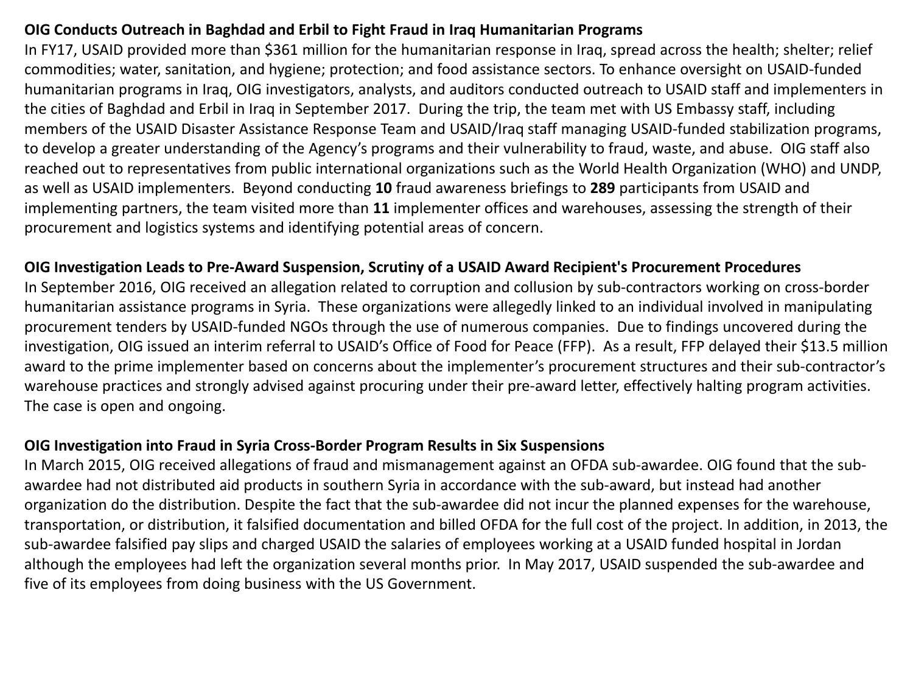**OIG Conducts Outreach in Baghdad and Erbil to Fight Fraud in Iraq Humanitarian Programs**

In FY17, USAID provided more than $361 million for the humanitarian response in Iraq, spread across the health; shelter; relief commodities; water, sanitation, and hygiene; protection; and food assistance sectors. To enhance oversight on USAID-funded humanitarian programs in Iraq, OIG investigators, analysts, and auditors conducted outreach to USAID staff and implementers in the cities of Baghdad and Erbil in Iraq in September 2017. During the trip, the team met with US Embassy staff, including members of the USAID Disaster Assistance Response Team and USAID/Iraq staff managing USAID-funded stabilization programs, to develop a greater understanding of the Agency's programs and their vulnerability to fraud, waste, and abuse. OIG staff also reached out to representatives from public international organizations such as the World Health Organization (WHO) and UNDP, as well as USAID implementers. Beyond conducting **10** fraud awareness briefings to **289** participants from USAID and implementing partners, the team visited more than **11** implementer offices and warehouses, assessing the strength of their procurement and logistics systems and identifying potential areas of concern.

**OIG Investigation Leads to Pre-Award Suspension, Scrutiny of a USAID Award Recipient's Procurement Procedures**

In September 2016, OIG received an allegation related to corruption and collusion by sub-contractors working on cross-border humanitarian assistance programs in Syria. These organizations were allegedly linked to an individual involved in manipulating procurement tenders by USAID-funded NGOs through the use of numerous companies. Due to findings uncovered during the investigation, OIG issued an interim referral to USAID's Office of Food for Peace (FFP). As a result, FFP delayed their $13.5 million award to the prime implementer based on concerns about the implementer's procurement structures and their sub-contractor's warehouse practices and strongly advised against procuring under their pre-award letter, effectively halting program activities. The case is open and ongoing.

**OIG Investigation into Fraud in Syria Cross-Border Program Results in Six Suspensions**

In March 2015, OIG received allegations of fraud and mismanagement against an OFDA sub-awardee. OIG found that the sub-awardee had not distributed aid products in southern Syria in accordance with the sub-award, but instead had another organization do the distribution. Despite the fact that the sub-awardee did not incur the planned expenses for the warehouse, transportation, or distribution, it falsified documentation and billed OFDA for the full cost of the project. In addition, in 2013, the sub-awardee falsified pay slips and charged USAID the salaries of employees working at a USAID funded hospital in Jordan although the employees had left the organization several months prior. In May 2017, USAID suspended the sub-awardee and five of its employees from doing business with the US Government.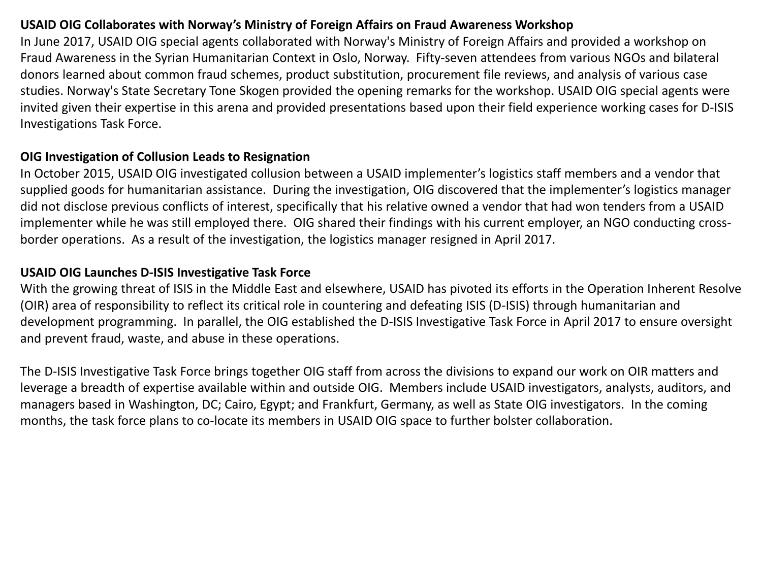**USAID OIG Collaborates with Norway's Ministry of Foreign Affairs on Fraud Awareness Workshop**

In June 2017, USAID OIG special agents collaborated with Norway's Ministry of Foreign Affairs and provided a workshop on Fraud Awareness in the Syrian Humanitarian Context in Oslo, Norway. Fifty-seven attendees from various NGOs and bilateral donors learned about common fraud schemes, product substitution, procurement file reviews, and analysis of various case studies. Norway's State Secretary Tone Skogen provided the opening remarks for the workshop. USAID OIG special agents were invited given their expertise in this arena and provided presentations based upon their field experience working cases for D-ISIS Investigations Task Force.

**OIG Investigation of Collusion Leads to Resignation**

In October 2015, USAID OIG investigated collusion between a USAID implementer's logistics staff members and a vendor that supplied goods for humanitarian assistance. During the investigation, OIG discovered that the implementer's logistics manager did not disclose previous conflicts of interest, specifically that his relative owned a vendor that had won tenders from a USAID implementer while he was still employed there. OIG shared their findings with his current employer, an NGO conducting cross-border operations. As a result of the investigation, the logistics manager resigned in April 2017.

**USAID OIG Launches D-ISIS Investigative Task Force**

With the growing threat of ISIS in the Middle East and elsewhere, USAID has pivoted its efforts in the Operation Inherent Resolve (OIR) area of responsibility to reflect its critical role in countering and defeating ISIS (D-ISIS) through humanitarian and development programming. In parallel, the OIG established the D-ISIS Investigative Task Force in April 2017 to ensure oversight and prevent fraud, waste, and abuse in these operations.

The D-ISIS Investigative Task Force brings together OIG staff from across the divisions to expand our work on OIR matters and leverage a breadth of expertise available within and outside OIG. Members include USAID investigators, analysts, auditors, and managers based in Washington, DC; Cairo, Egypt; and Frankfurt, Germany, as well as State OIG investigators. In the coming months, the task force plans to co-locate its members in USAID OIG space to further bolster collaboration.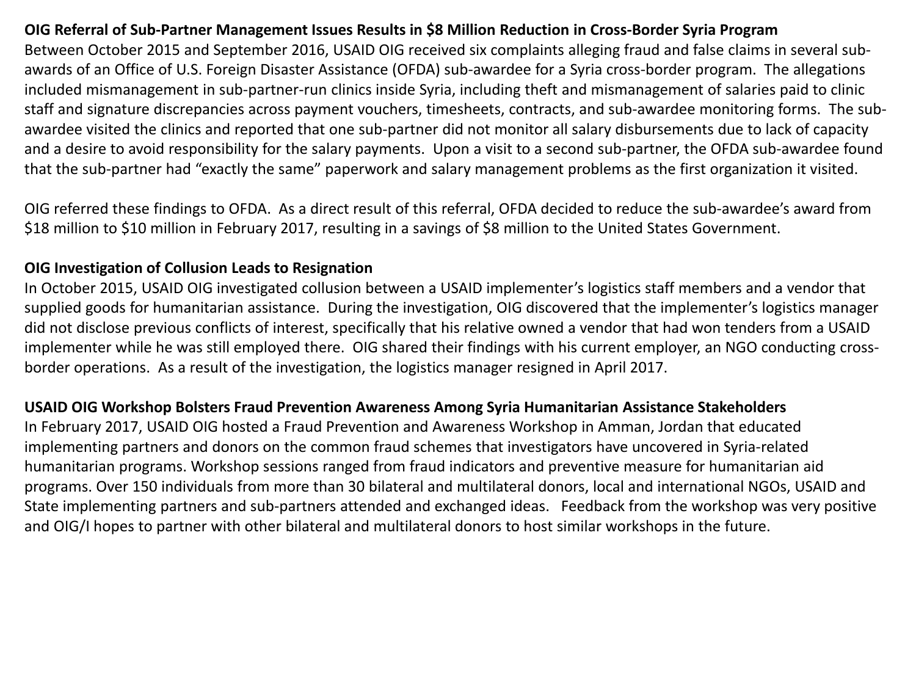**OIG Referral of Sub-Partner Management Issues Results in $8 Million Reduction in Cross-Border Syria Program**

Between October 2015 and September 2016, USAID OIG received six complaints alleging fraud and false claims in several sub-awards of an Office of U.S. Foreign Disaster Assistance (OFDA) sub-awardee for a Syria cross-border program. The allegations included mismanagement in sub-partner-run clinics inside Syria, including theft and mismanagement of salaries paid to clinic staff and signature discrepancies across payment vouchers, timesheets, contracts, and sub-awardee monitoring forms. The sub-awardee visited the clinics and reported that one sub-partner did not monitor all salary disbursements due to lack of capacity and a desire to avoid responsibility for the salary payments. Upon a visit to a second sub-partner, the OFDA sub-awardee found that the sub-partner had "exactly the same" paperwork and salary management problems as the first organization it visited.

OIG referred these findings to OFDA. As a direct result of this referral, OFDA decided to reduce the sub-awardee's award from $18 million to $10 million in February 2017, resulting in a savings of $8 million to the United States Government.

**OIG Investigation of Collusion Leads to Resignation**

In October 2015, USAID OIG investigated collusion between a USAID implementer's logistics staff members and a vendor that supplied goods for humanitarian assistance. During the investigation, OIG discovered that the implementer's logistics manager did not disclose previous conflicts of interest, specifically that his relative owned a vendor that had won tenders from a USAID implementer while he was still employed there. OIG shared their findings with his current employer, an NGO conducting cross-border operations. As a result of the investigation, the logistics manager resigned in April 2017.

**USAID OIG Workshop Bolsters Fraud Prevention Awareness Among Syria Humanitarian Assistance Stakeholders**

In February 2017, USAID OIG hosted a Fraud Prevention and Awareness Workshop in Amman, Jordan that educated implementing partners and donors on the common fraud schemes that investigators have uncovered in Syria-related humanitarian programs. Workshop sessions ranged from fraud indicators and preventive measure for humanitarian aid programs. Over 150 individuals from more than 30 bilateral and multilateral donors, local and international NGOs, USAID and State implementing partners and sub-partners attended and exchanged ideas. Feedback from the workshop was very positive and OIG/I hopes to partner with other bilateral and multilateral donors to host similar workshops in the future.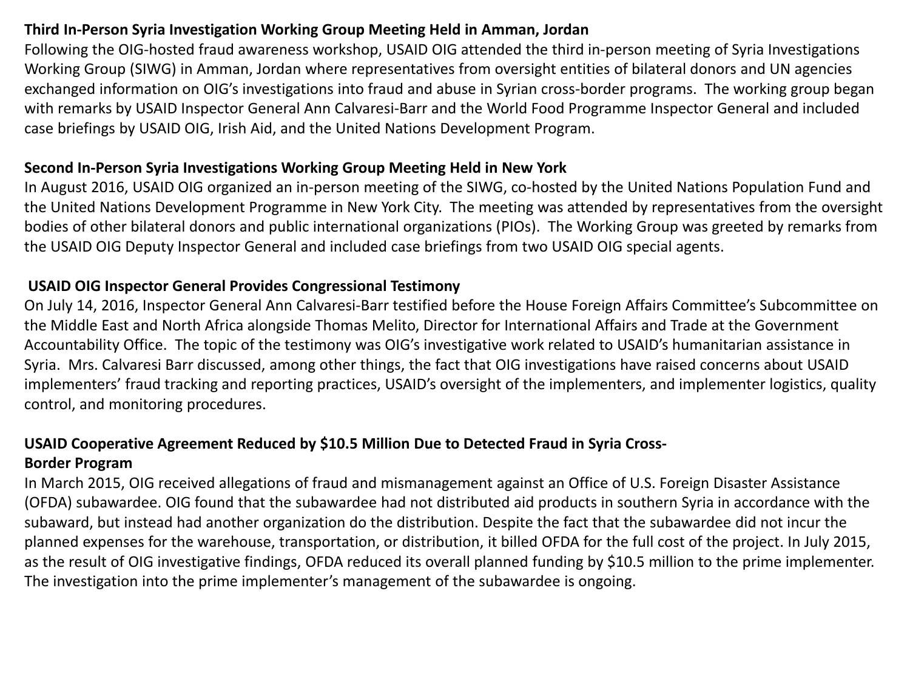**Third In-Person Syria Investigation Working Group Meeting Held in Amman, Jordan**

Following the OIG-hosted fraud awareness workshop, USAID OIG attended the third in-person meeting of Syria Investigations Working Group (SIWG) in Amman, Jordan where representatives from oversight entities of bilateral donors and UN agencies exchanged information on OIG's investigations into fraud and abuse in Syrian cross-border programs. The working group began with remarks by USAID Inspector General Ann Calvaresi-Barr and the World Food Programme Inspector General and included case briefings by USAID OIG, Irish Aid, and the United Nations Development Program.

**Second In-Person Syria Investigations Working Group Meeting Held in New York**

In August 2016, USAID OIG organized an in-person meeting of the SIWG, co-hosted by the United Nations Population Fund and the United Nations Development Programme in New York City. The meeting was attended by representatives from the oversight bodies of other bilateral donors and public international organizations (PIOs). The Working Group was greeted by remarks from the USAID OIG Deputy Inspector General and included case briefings from two USAID OIG special agents.

**USAID OIG Inspector General Provides Congressional Testimony**

On July 14, 2016, Inspector General Ann Calvaresi-Barr testified before the House Foreign Affairs Committee's Subcommittee on the Middle East and North Africa alongside Thomas Melito, Director for International Affairs and Trade at the Government Accountability Office. The topic of the testimony was OIG's investigative work related to USAID's humanitarian assistance in Syria. Mrs. Calvaresi Barr discussed, among other things, the fact that OIG investigations have raised concerns about USAID implementers' fraud tracking and reporting practices, USAID's oversight of the implementers, and implementer logistics, quality control, and monitoring procedures.

**USAID Cooperative Agreement Reduced by $10.5 Million Due to Detected Fraud in Syria Cross-Border Program**

In March 2015, OIG received allegations of fraud and mismanagement against an Office of U.S. Foreign Disaster Assistance (OFDA) subawardee. OIG found that the subawardee had not distributed aid products in southern Syria in accordance with the subaward, but instead had another organization do the distribution. Despite the fact that the subawardee did not incur the planned expenses for the warehouse, transportation, or distribution, it billed OFDA for the full cost of the project. In July 2015, as the result of OIG investigative findings, OFDA reduced its overall planned funding by $10.5 million to the prime implementer. The investigation into the prime implementer's management of the subawardee is ongoing.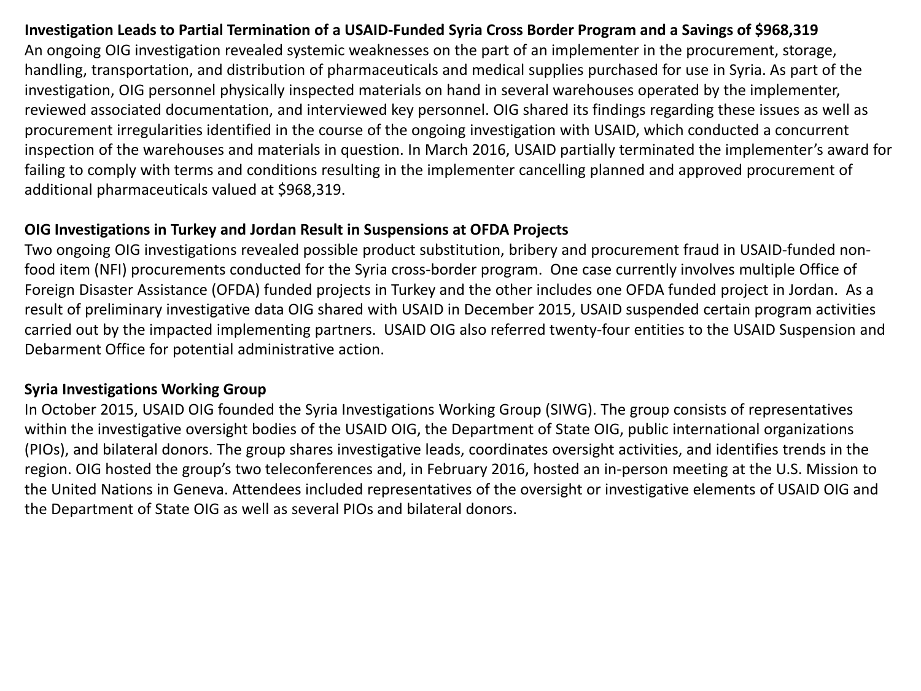**Investigation Leads to Partial Termination of a USAID-Funded Syria Cross Border Program and a Savings of $968,319**

An ongoing OIG investigation revealed systemic weaknesses on the part of an implementer in the procurement, storage, handling, transportation, and distribution of pharmaceuticals and medical supplies purchased for use in Syria. As part of the investigation, OIG personnel physically inspected materials on hand in several warehouses operated by the implementer, reviewed associated documentation, and interviewed key personnel. OIG shared its findings regarding these issues as well as procurement irregularities identified in the course of the ongoing investigation with USAID, which conducted a concurrent inspection of the warehouses and materials in question. In March 2016, USAID partially terminated the implementer's award for failing to comply with terms and conditions resulting in the implementer cancelling planned and approved procurement of additional pharmaceuticals valued at $968,319.

**OIG Investigations in Turkey and Jordan Result in Suspensions at OFDA Projects**

Two ongoing OIG investigations revealed possible product substitution, bribery and procurement fraud in USAID-funded non-food item (NFI) procurements conducted for the Syria cross-border program. One case currently involves multiple Office of Foreign Disaster Assistance (OFDA) funded projects in Turkey and the other includes one OFDA funded project in Jordan. As a result of preliminary investigative data OIG shared with USAID in December 2015, USAID suspended certain program activities carried out by the impacted implementing partners. USAID OIG also referred twenty-four entities to the USAID Suspension and Debarment Office for potential administrative action.

**Syria Investigations Working Group**

In October 2015, USAID OIG founded the Syria Investigations Working Group (SIWG). The group consists of representatives within the investigative oversight bodies of the USAID OIG, the Department of State OIG, public international organizations (PIOs), and bilateral donors. The group shares investigative leads, coordinates oversight activities, and identifies trends in the region. OIG hosted the group's two teleconferences and, in February 2016, hosted an in-person meeting at the U.S. Mission to the United Nations in Geneva. Attendees included representatives of the oversight or investigative elements of USAID OIG and the Department of State OIG as well as several PIOs and bilateral donors.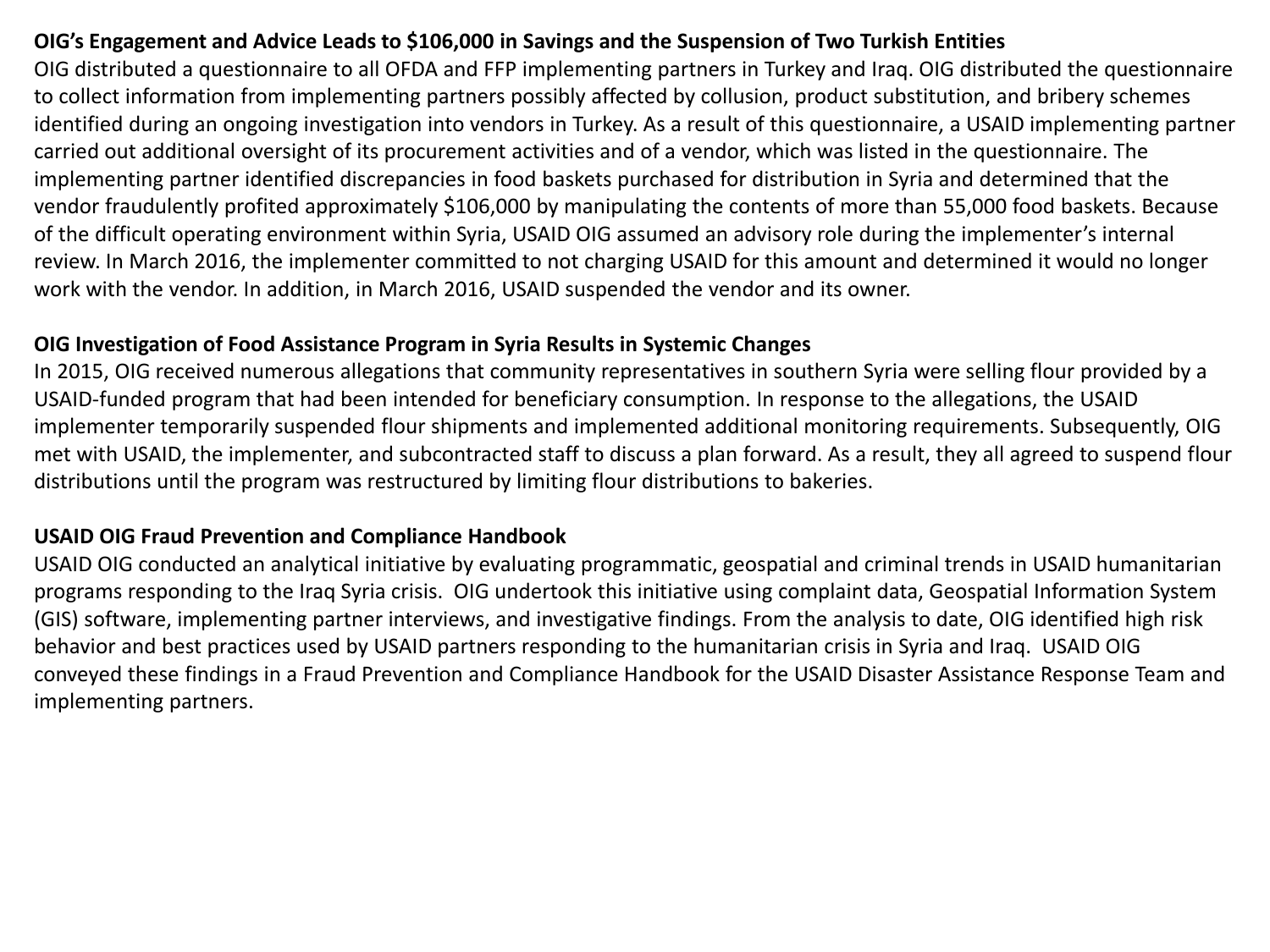**OIG's Engagement and Advice Leads to $106,000 in Savings and the Suspension of Two Turkish Entities**

OIG distributed a questionnaire to all OFDA and FFP implementing partners in Turkey and Iraq. OIG distributed the questionnaire to collect information from implementing partners possibly affected by collusion, product substitution, and bribery schemes identified during an ongoing investigation into vendors in Turkey. As a result of this questionnaire, a USAID implementing partner carried out additional oversight of its procurement activities and of a vendor, which was listed in the questionnaire. The implementing partner identified discrepancies in food baskets purchased for distribution in Syria and determined that the vendor fraudulently profited approximately $106,000 by manipulating the contents of more than 55,000 food baskets. Because of the difficult operating environment within Syria, USAID OIG assumed an advisory role during the implementer's internal review. In March 2016, the implementer committed to not charging USAID for this amount and determined it would no longer work with the vendor. In addition, in March 2016, USAID suspended the vendor and its owner.

**OIG Investigation of Food Assistance Program in Syria Results in Systemic Changes**

In 2015, OIG received numerous allegations that community representatives in southern Syria were selling flour provided by a USAID-funded program that had been intended for beneficiary consumption. In response to the allegations, the USAID implementer temporarily suspended flour shipments and implemented additional monitoring requirements. Subsequently, OIG met with USAID, the implementer, and subcontracted staff to discuss a plan forward. As a result, they all agreed to suspend flour distributions until the program was restructured by limiting flour distributions to bakeries.

**USAID OIG Fraud Prevention and Compliance Handbook**

USAID OIG conducted an analytical initiative by evaluating programmatic, geospatial and criminal trends in USAID humanitarian programs responding to the Iraq Syria crisis. OIG undertook this initiative using complaint data, Geospatial Information System (GIS) software, implementing partner interviews, and investigative findings. From the analysis to date, OIG identified high risk behavior and best practices used by USAID partners responding to the humanitarian crisis in Syria and Iraq. USAID OIG conveyed these findings in a Fraud Prevention and Compliance Handbook for the USAID Disaster Assistance Response Team and implementing partners.